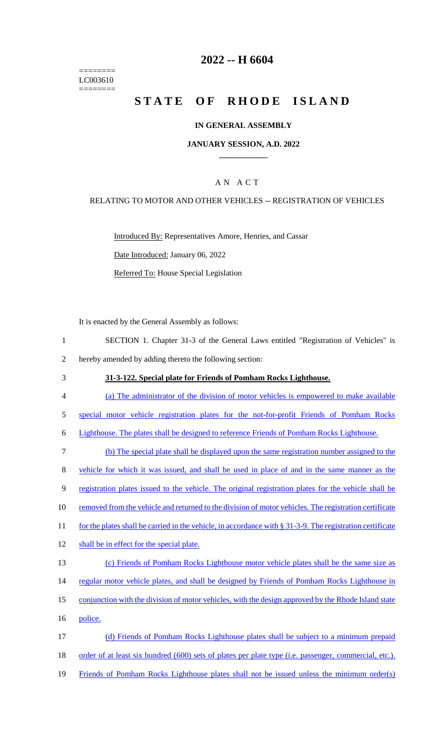========
LC003610
========

# 2022 -- H 6604

# STATE OF RHODE ISLAND

## IN GENERAL ASSEMBLY

### JANUARY SESSION, A.D. 2022

### A N A C T

RELATING TO MOTOR AND OTHER VEHICLES -- REGISTRATION OF VEHICLES

Introduced By: Representatives Amore, Henries, and Cassar

Date Introduced: January 06, 2022

Referred To: House Special Legislation

It is enacted by the General Assembly as follows:

1 SECTION 1. Chapter 31-3 of the General Laws entitled "Registration of Vehicles" is
2 hereby amended by adding thereto the following section:

3 **31-3-122. Special plate for Friends of Pomham Rocks Lighthouse.**

4 (a) The administrator of the division of motor vehicles is empowered to make available
5 special motor vehicle registration plates for the not-for-profit Friends of Pomham Rocks
6 Lighthouse. The plates shall be designed to reference Friends of Pomham Rocks Lighthouse.

7 (b) The special plate shall be displayed upon the same registration number assigned to the
8 vehicle for which it was issued, and shall be used in place of and in the same manner as the
9 registration plates issued to the vehicle. The original registration plates for the vehicle shall be
10 removed from the vehicle and returned to the division of motor vehicles. The registration certificate
11 for the plates shall be carried in the vehicle, in accordance with § 31-3-9. The registration certificate
12 shall be in effect for the special plate.

13 (c) Friends of Pomham Rocks Lighthouse motor vehicle plates shall be the same size as
14 regular motor vehicle plates, and shall be designed by Friends of Pomham Rocks Lighthouse in
15 conjunction with the division of motor vehicles, with the design approved by the Rhode Island state
16 police.

17 (d) Friends of Pomham Rocks Lighthouse plates shall be subject to a minimum prepaid
18 order of at least six hundred (600) sets of plates per plate type (i.e. passenger, commercial, etc.).
19 Friends of Pomham Rocks Lighthouse plates shall not be issued unless the minimum order(s)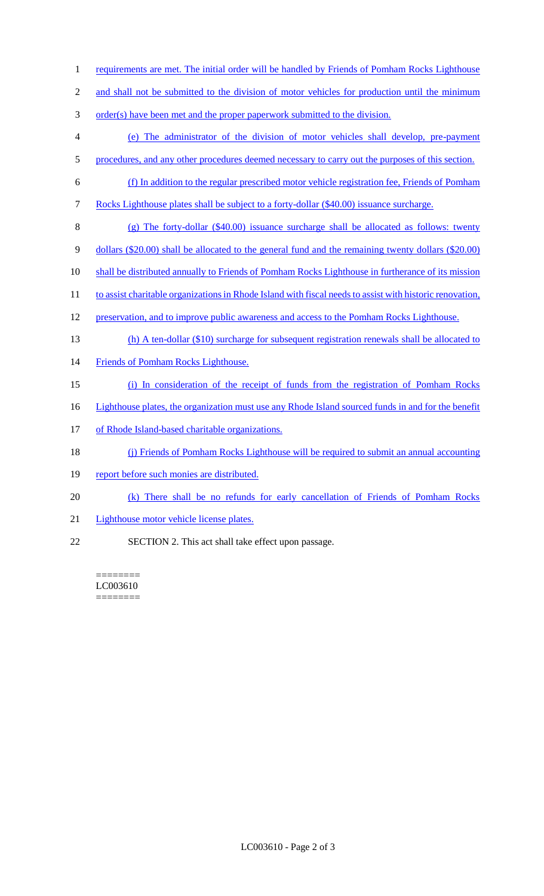requirements are met. The initial order will be handled by Friends of Pomham Rocks Lighthouse and shall not be submitted to the division of motor vehicles for production until the minimum order(s) have been met and the proper paperwork submitted to the division.

(e) The administrator of the division of motor vehicles shall develop, pre-payment procedures, and any other procedures deemed necessary to carry out the purposes of this section.

(f) In addition to the regular prescribed motor vehicle registration fee, Friends of Pomham Rocks Lighthouse plates shall be subject to a forty-dollar ($40.00) issuance surcharge.

(g) The forty-dollar ($40.00) issuance surcharge shall be allocated as follows: twenty dollars ($20.00) shall be allocated to the general fund and the remaining twenty dollars ($20.00) shall be distributed annually to Friends of Pomham Rocks Lighthouse in furtherance of its mission to assist charitable organizations in Rhode Island with fiscal needs to assist with historic renovation, preservation, and to improve public awareness and access to the Pomham Rocks Lighthouse.

(h) A ten-dollar ($10) surcharge for subsequent registration renewals shall be allocated to Friends of Pomham Rocks Lighthouse.

(i) In consideration of the receipt of funds from the registration of Pomham Rocks Lighthouse plates, the organization must use any Rhode Island sourced funds in and for the benefit of Rhode Island-based charitable organizations.

(j) Friends of Pomham Rocks Lighthouse will be required to submit an annual accounting report before such monies are distributed.

(k) There shall be no refunds for early cancellation of Friends of Pomham Rocks Lighthouse motor vehicle license plates.

SECTION 2. This act shall take effect upon passage.

========
LC003610
========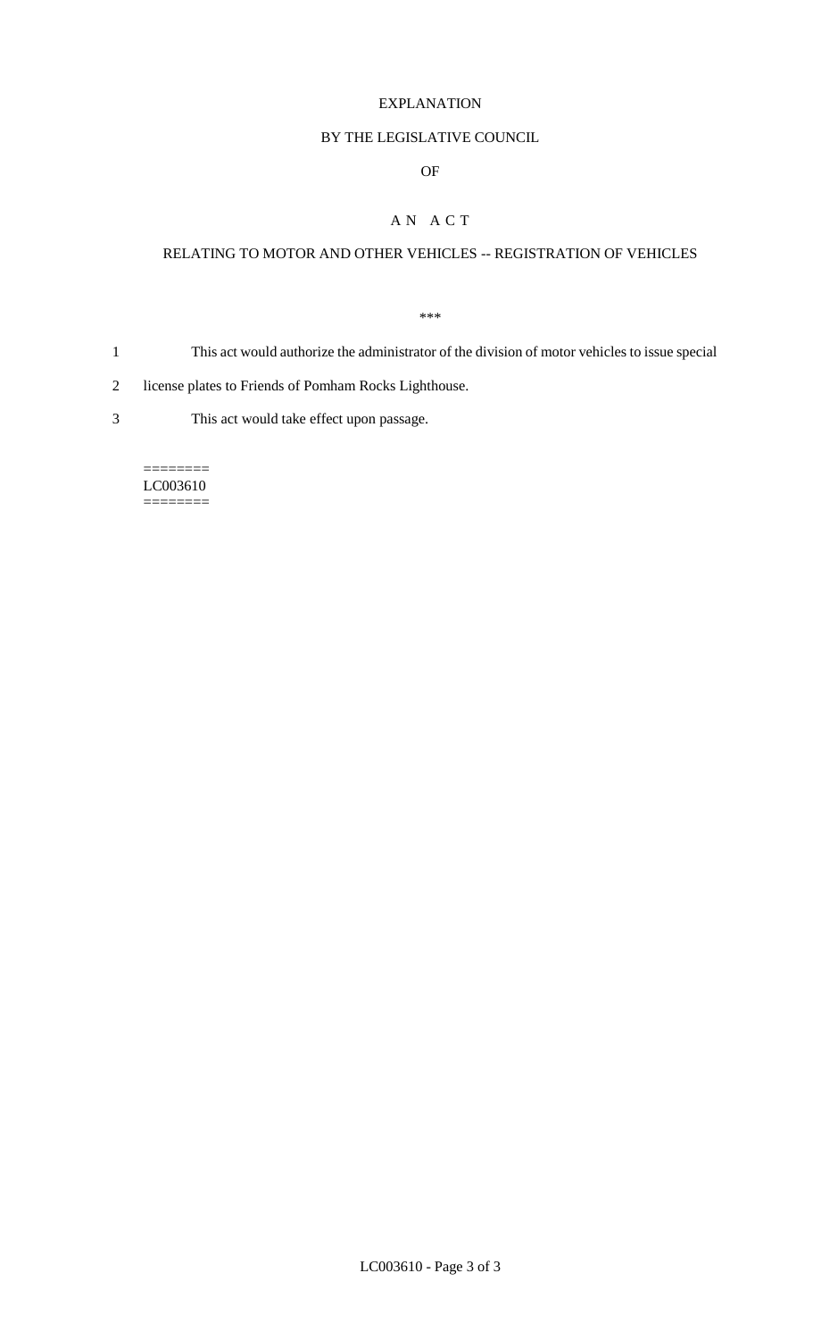EXPLANATION

BY THE LEGISLATIVE COUNCIL

OF

A N A C T

RELATING TO MOTOR AND OTHER VEHICLES -- REGISTRATION OF VEHICLES

\*\*\*

1 This act would authorize the administrator of the division of motor vehicles to issue special

2 license plates to Friends of Pomham Rocks Lighthouse.

3 This act would take effect upon passage.

========
LC003610
========